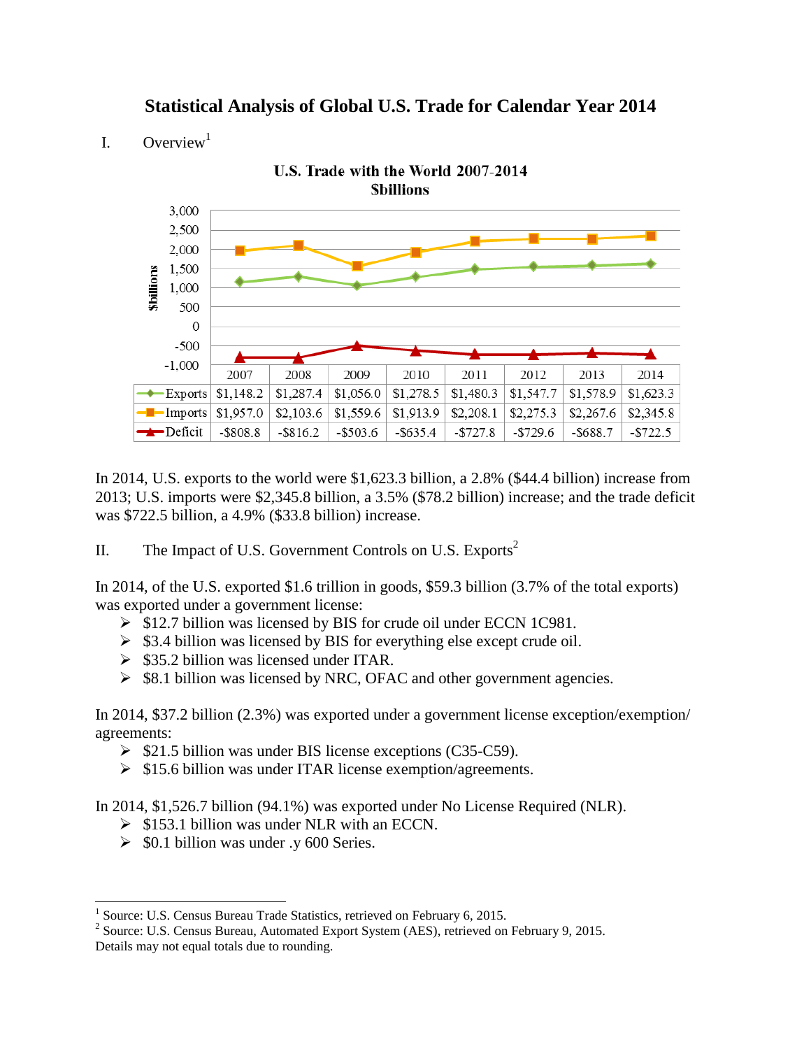# Statistical Analysis of Global U.S. Trade for Calendar Year 2014

## I. Overview[1]

**U.S. Trade with the World 2007-2014**
**$billions**

| | 2007 | 2008 | 2009 | 2010 | 2011 | 2012 | 2013 | 2014 |
|---|---|---|---|---|---|---|---|---|
| Exports | $1,148.2 | $1,287.4 | $1,056.0 | $1,278.5 | $1,480.3 | $1,547.7 | $1,578.9 | $1,623.3 |
| Imports | $1,957.0 | $2,103.6 | $1,559.6 | $1,913.9 | $2,208.1 | $2,275.3 | $2,267.6 | $2,345.8 |
| Deficit | -$808.8 | -$816.2 | -$503.6 | -$635.4 | -$727.8 | -$729.6 | -$688.7 | -$722.5 |

In 2014, U.S. exports to the world were $1,623.3 billion, a 2.8% ($44.4 billion) increase from 2013; U.S. imports were $2,345.8 billion, a 3.5% ($78.2 billion) increase; and the trade deficit was $722.5 billion, a 4.9% ($33.8 billion) increase.

## II. The Impact of U.S. Government Controls on U.S. Exports[2]

In 2014, of the U.S. exported $1.6 trillion in goods, $59.3 billion (3.7% of the total exports) was exported under a government license:

- $12.7 billion was licensed by BIS for crude oil under ECCN 1C981.
- $3.4 billion was licensed by BIS for everything else except crude oil.
- $35.2 billion was licensed under ITAR.
- $8.1 billion was licensed by NRC, OFAC and other government agencies.

In 2014, $37.2 billion (2.3%) was exported under a government license exception/exemption/ agreements:

- $21.5 billion was under BIS license exceptions (C35-C59).
- $15.6 billion was under ITAR license exemption/agreements.

In 2014, $1,526.7 billion (94.1%) was exported under No License Required (NLR).

- $153.1 billion was under NLR with an ECCN.
- $0.1 billion was under .y 600 Series.

---

[1] Source: U.S. Census Bureau Trade Statistics, retrieved on February 6, 2015.

[2] Source: U.S. Census Bureau, Automated Export System (AES), retrieved on February 9, 2015.
Details may not equal totals due to rounding.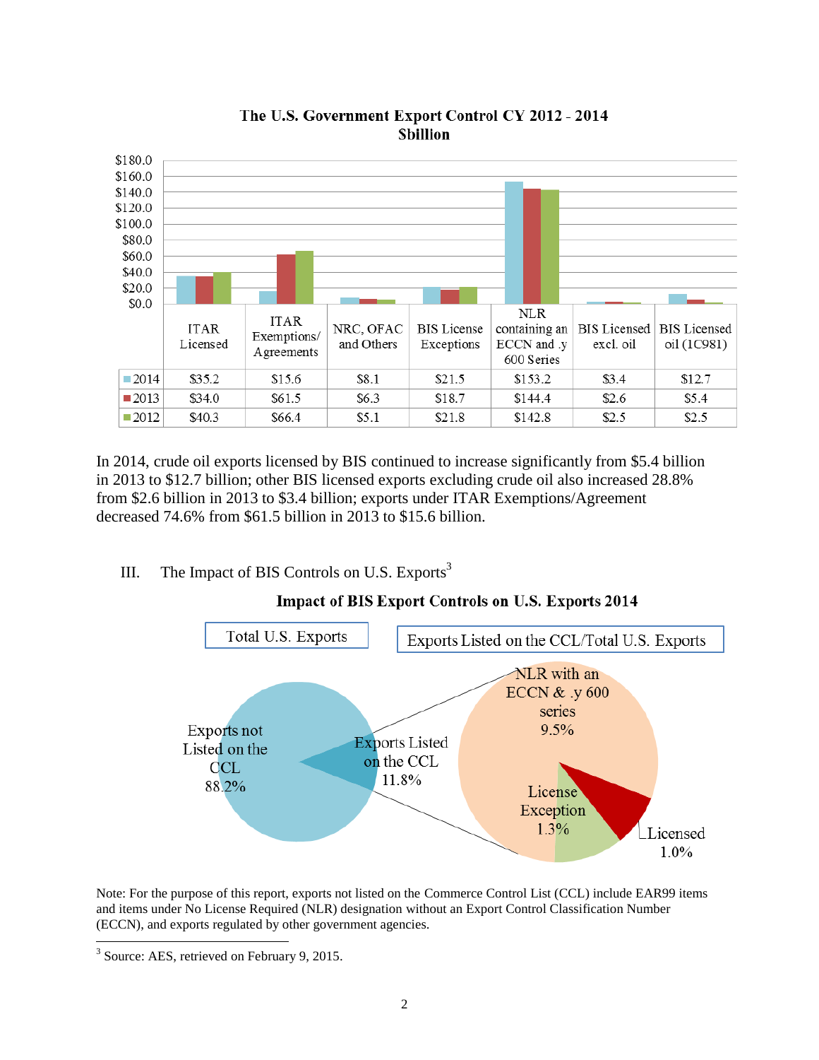**The U.S. Government Export Control CY 2012 - 2014**
**$billion**

| | ITAR Licensed | ITAR Exemptions/ Agreements | NRC, OFAC and Others | BIS License Exceptions | NLR containing an ECCN and .y 600 Series | BIS Licensed excl. oil | BIS Licensed oil (1C981) |
|---|---|---|---|---|---|---|---|
| 2014 | $35.2 | $15.6 | $8.1 | $21.5 | $153.2 | $3.4 | $12.7 |
| 2013 | $34.0 | $61.5 | $6.3 | $18.7 | $144.4 | $2.6 | $5.4 |
| 2012 | $40.3 | $66.4 | $5.1 | $21.8 | $142.8 | $2.5 | $2.5 |

In 2014, crude oil exports licensed by BIS continued to increase significantly from $5.4 billion in 2013 to $12.7 billion; other BIS licensed exports excluding crude oil also increased 28.8% from $2.6 billion in 2013 to $3.4 billion; exports under ITAR Exemptions/Agreement decreased 74.6% from $61.5 billion in 2013 to $15.6 billion.

## III. The Impact of BIS Controls on U.S. Exports[3]

**Impact of BIS Export Controls on U.S. Exports 2014**

Total U.S. Exports

- Exports not Listed on the CCL 88.2%
- Exports Listed on the CCL 11.8%

Exports Listed on the CCL/Total U.S. Exports

- NLR with an ECCN & .y 600 series 9.5%
- License Exception 1.3%
- Licensed 1.0%

Note: For the purpose of this report, exports not listed on the Commerce Control List (CCL) include EAR99 items and items under No License Required (NLR) designation without an Export Control Classification Number (ECCN), and exports regulated by other government agencies.

[3] Source: AES, retrieved on February 9, 2015.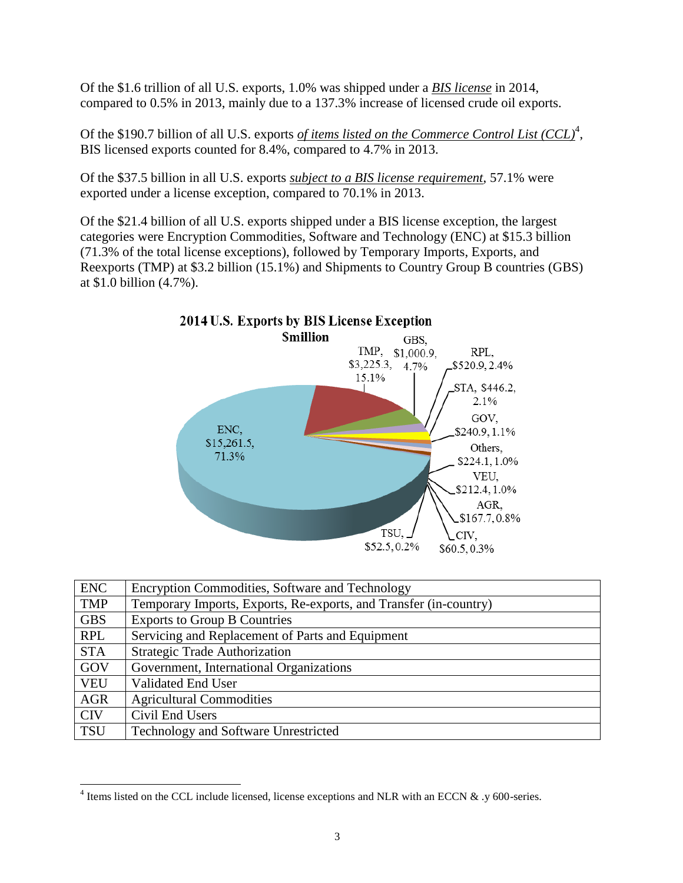Of the $1.6 trillion of all U.S. exports, 1.0% was shipped under a ***BIS license*** in 2014, compared to 0.5% in 2013, mainly due to a 137.3% increase of licensed crude oil exports.

Of the $190.7 billion of all U.S. exports ***of items listed on the Commerce Control List (CCL)***[4], BIS licensed exports counted for 8.4%, compared to 4.7% in 2013.

Of the $37.5 billion in all U.S. exports ***subject to a BIS license requirement***, 57.1% were exported under a license exception, compared to 70.1% in 2013.

Of the $21.4 billion of all U.S. exports shipped under a BIS license exception, the largest categories were Encryption Commodities, Software and Technology (ENC) at $15.3 billion (71.3% of the total license exceptions), followed by Temporary Imports, Exports, and Reexports (TMP) at $3.2 billion (15.1%) and Shipments to Country Group B countries (GBS) at $1.0 billion (4.7%).

**2014 U.S. Exports by BIS License Exception**
**$million**

| License Exception | $million | Share |
|---|---|---|
| ENC | $15,261.5 | 71.3% |
| TMP | $3,225.3 | 15.1% |
| GBS | $1,000.9 | 4.7% |
| RPL | $520.9 | 2.4% |
| STA | $446.2 | 2.1% |
| GOV | $240.9 | 1.1% |
| Others | $224.1 | 1.0% |
| VEU | $212.4 | 1.0% |
| AGR | $167.7 | 0.8% |
| CIV | $60.5 | 0.3% |
| TSU | $52.5 | 0.2% |

| ENC | Encryption Commodities, Software and Technology |
|---|---|
| TMP | Temporary Imports, Exports, Re-exports, and Transfer (in-country) |
| GBS | Exports to Group B Countries |
| RPL | Servicing and Replacement of Parts and Equipment |
| STA | Strategic Trade Authorization |
| GOV | Government, International Organizations |
| VEU | Validated End User |
| AGR | Agricultural Commodities |
| CIV | Civil End Users |
| TSU | Technology and Software Unrestricted |

[4] Items listed on the CCL include licensed, license exceptions and NLR with an ECCN & .y 600-series.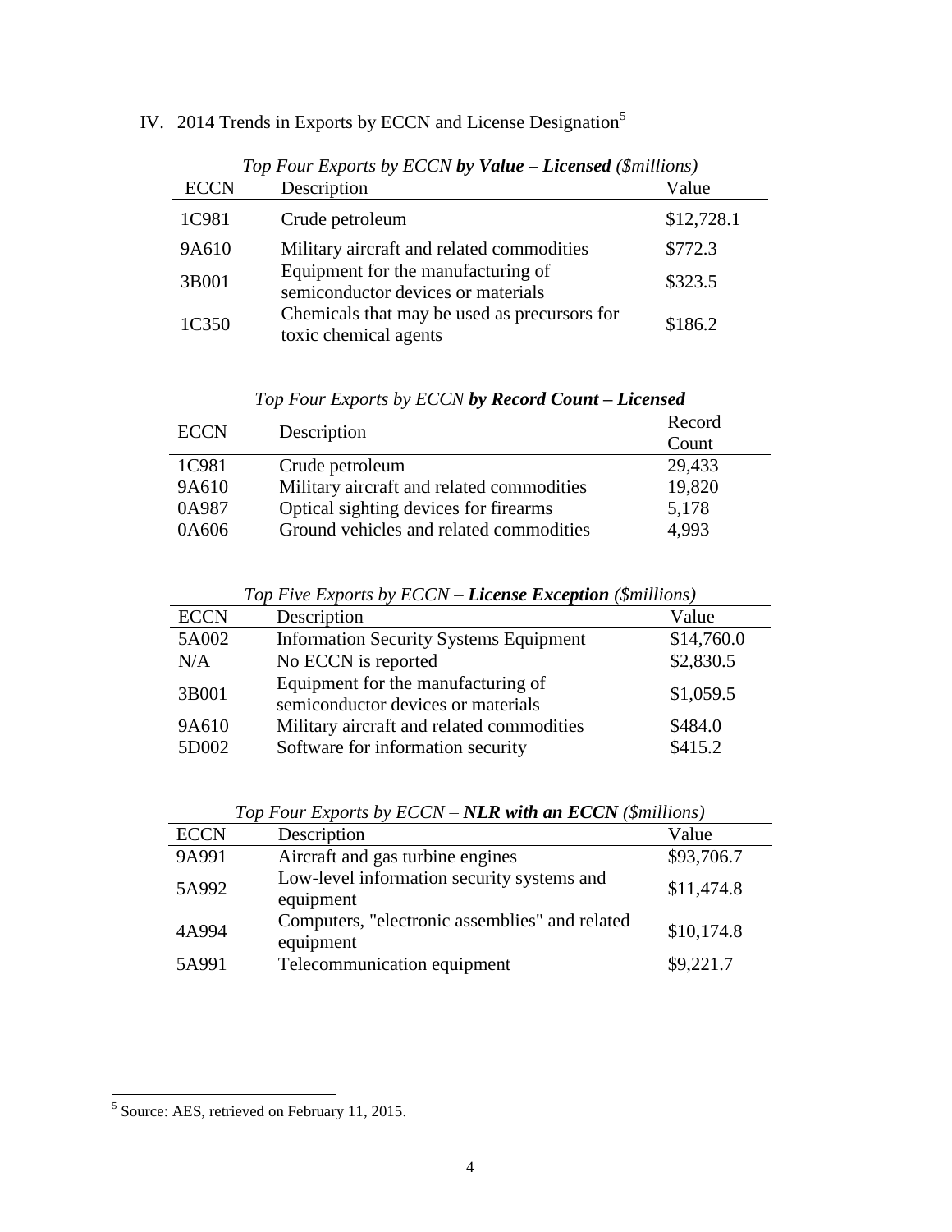## IV. 2014 Trends in Exports by ECCN and License Designation[5]

*Top Four Exports by ECCN **by Value – Licensed** ($millions)*

| ECCN | Description | Value |
|---|---|---|
| 1C981 | Crude petroleum | $12,728.1 |
| 9A610 | Military aircraft and related commodities | $772.3 |
| 3B001 | Equipment for the manufacturing of semiconductor devices or materials | $323.5 |
| 1C350 | Chemicals that may be used as precursors for toxic chemical agents | $186.2 |

*Top Four Exports by ECCN **by Record Count – Licensed***

| ECCN | Description | Record Count |
|---|---|---|
| 1C981 | Crude petroleum | 29,433 |
| 9A610 | Military aircraft and related commodities | 19,820 |
| 0A987 | Optical sighting devices for firearms | 5,178 |
| 0A606 | Ground vehicles and related commodities | 4,993 |

*Top Five Exports by ECCN – **License Exception** ($millions)*

| ECCN | Description | Value |
|---|---|---|
| 5A002 | Information Security Systems Equipment | $14,760.0 |
| N/A | No ECCN is reported | $2,830.5 |
| 3B001 | Equipment for the manufacturing of semiconductor devices or materials | $1,059.5 |
| 9A610 | Military aircraft and related commodities | $484.0 |
| 5D002 | Software for information security | $415.2 |

*Top Four Exports by ECCN – **NLR with an ECCN** ($millions)*

| ECCN | Description | Value |
|---|---|---|
| 9A991 | Aircraft and gas turbine engines | $93,706.7 |
| 5A992 | Low-level information security systems and equipment | $11,474.8 |
| 4A994 | Computers, "electronic assemblies" and related equipment | $10,174.8 |
| 5A991 | Telecommunication equipment | $9,221.7 |

[5] Source: AES, retrieved on February 11, 2015.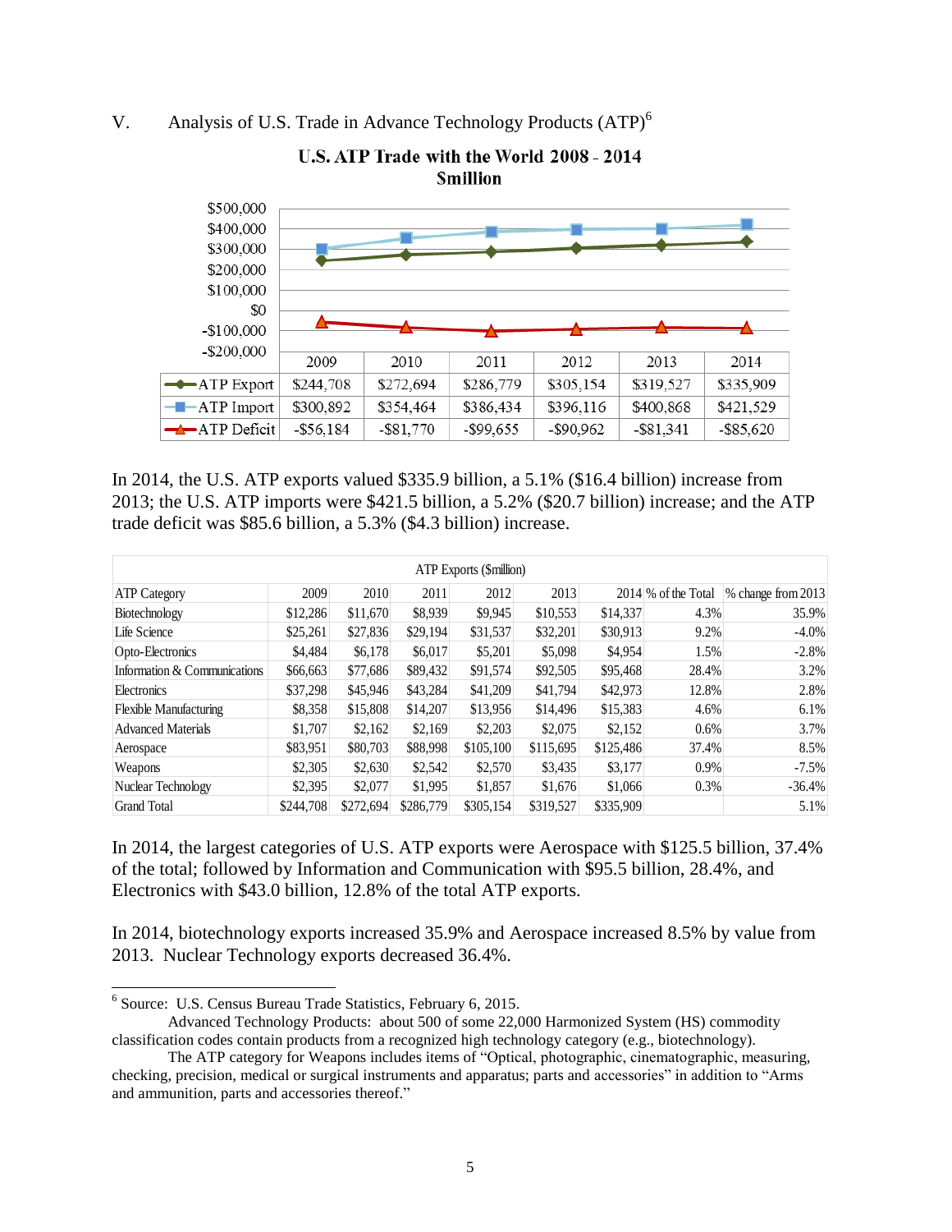## V. Analysis of U.S. Trade in Advance Technology Products (ATP)[6]

**U.S. ATP Trade with the World 2008 - 2014**
**$million**

| | 2009 | 2010 | 2011 | 2012 | 2013 | 2014 |
|---|---|---|---|---|---|---|
| ATP Export | $244,708 | $272,694 | $286,779 | $305,154 | $319,527 | $335,909 |
| ATP Import | $300,892 | $354,464 | $386,434 | $396,116 | $400,868 | $421,529 |
| ATP Deficit | -$56,184 | -$81,770 | -$99,655 | -$90,962 | -$81,341 | -$85,620 |

In 2014, the U.S. ATP exports valued $335.9 billion, a 5.1% ($16.4 billion) increase from 2013; the U.S. ATP imports were $421.5 billion, a 5.2% ($20.7 billion) increase; and the ATP trade deficit was $85.6 billion, a 5.3% ($4.3 billion) increase.

**ATP Exports ($million)**

| ATP Category | 2009 | 2010 | 2011 | 2012 | 2013 | 2014 | % of the Total | % change from 2013 |
|---|---|---|---|---|---|---|---|---|
| Biotechnology | $12,286 | $11,670 | $8,939 | $9,945 | $10,553 | $14,337 | 4.3% | 35.9% |
| Life Science | $25,261 | $27,836 | $29,194 | $31,537 | $32,201 | $30,913 | 9.2% | -4.0% |
| Opto-Electronics | $4,484 | $6,178 | $6,017 | $5,201 | $5,098 | $4,954 | 1.5% | -2.8% |
| Information & Communications | $66,663 | $77,686 | $89,432 | $91,574 | $92,505 | $95,468 | 28.4% | 3.2% |
| Electronics | $37,298 | $45,946 | $43,284 | $41,209 | $41,794 | $42,973 | 12.8% | 2.8% |
| Flexible Manufacturing | $8,358 | $15,808 | $14,207 | $13,956 | $14,496 | $15,383 | 4.6% | 6.1% |
| Advanced Materials | $1,707 | $2,162 | $2,169 | $2,203 | $2,075 | $2,152 | 0.6% | 3.7% |
| Aerospace | $83,951 | $80,703 | $88,998 | $105,100 | $115,695 | $125,486 | 37.4% | 8.5% |
| Weapons | $2,305 | $2,630 | $2,542 | $2,570 | $3,435 | $3,177 | 0.9% | -7.5% |
| Nuclear Technology | $2,395 | $2,077 | $1,995 | $1,857 | $1,676 | $1,066 | 0.3% | -36.4% |
| Grand Total | $244,708 | $272,694 | $286,779 | $305,154 | $319,527 | $335,909 | | 5.1% |

In 2014, the largest categories of U.S. ATP exports were Aerospace with $125.5 billion, 37.4% of the total; followed by Information and Communication with $95.5 billion, 28.4%, and Electronics with $43.0 billion, 12.8% of the total ATP exports.

In 2014, biotechnology exports increased 35.9% and Aerospace increased 8.5% by value from 2013. Nuclear Technology exports decreased 36.4%.

---

[6] Source: U.S. Census Bureau Trade Statistics, February 6, 2015.

Advanced Technology Products: about 500 of some 22,000 Harmonized System (HS) commodity classification codes contain products from a recognized high technology category (e.g., biotechnology).

The ATP category for Weapons includes items of "Optical, photographic, cinematographic, measuring, checking, precision, medical or surgical instruments and apparatus; parts and accessories" in addition to "Arms and ammunition, parts and accessories thereof."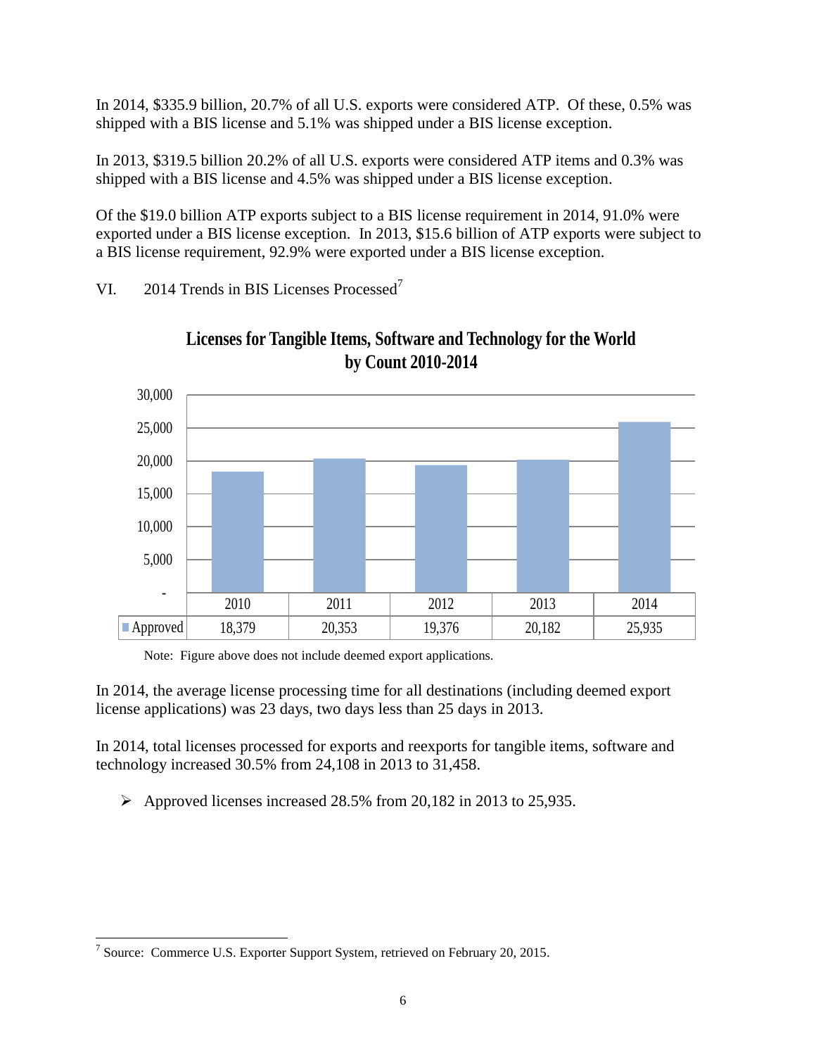In 2014, \$335.9 billion, 20.7% of all U.S. exports were considered ATP. Of these, 0.5% was shipped with a BIS license and 5.1% was shipped under a BIS license exception.

In 2013, \$319.5 billion 20.2% of all U.S. exports were considered ATP items and 0.3% was shipped with a BIS license and 4.5% was shipped under a BIS license exception.

Of the \$19.0 billion ATP exports subject to a BIS license requirement in 2014, 91.0% were exported under a BIS license exception. In 2013, \$15.6 billion of ATP exports were subject to a BIS license requirement, 92.9% were exported under a BIS license exception.

## VI. 2014 Trends in BIS Licenses Processed[7]

**Licenses for Tangible Items, Software and Technology for the World by Count 2010-2014**

| | 2010 | 2011 | 2012 | 2013 | 2014 |
|---|---|---|---|---|---|
| Approved | 18,379 | 20,353 | 19,376 | 20,182 | 25,935 |

Note: Figure above does not include deemed export applications.

In 2014, the average license processing time for all destinations (including deemed export license applications) was 23 days, two days less than 25 days in 2013.

In 2014, total licenses processed for exports and reexports for tangible items, software and technology increased 30.5% from 24,108 in 2013 to 31,458.

- Approved licenses increased 28.5% from 20,182 in 2013 to 25,935.

[7] Source: Commerce U.S. Exporter Support System, retrieved on February 20, 2015.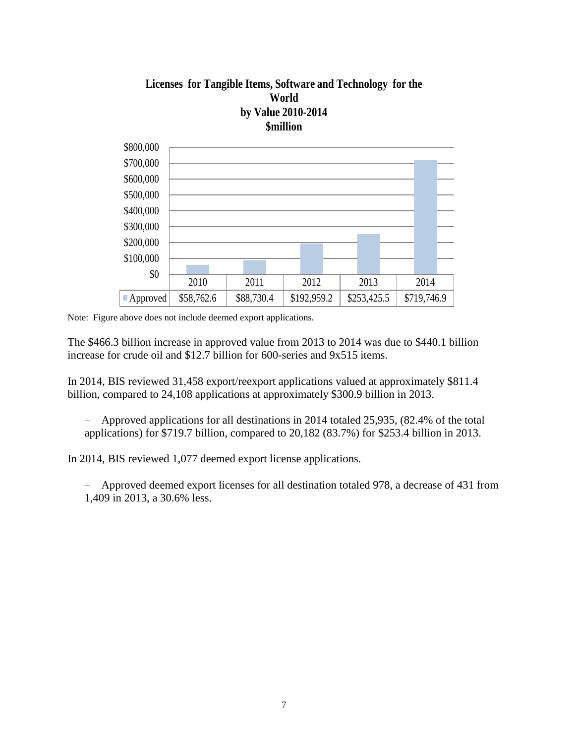**Licenses for Tangible Items, Software and Technology for the World by Value 2010-2014 $million**

$800,000
$700,000
$600,000
$500,000
$400,000
$300,000
$200,000
$100,000
$0

2010 2011 2012 2013 2014

Approved $58,762.6 $88,730.4 $192,959.2 $253,425.5 $719,746.9

Note: Figure above does not include deemed export applications.

The $466.3 billion increase in approved value from 2013 to 2014 was due to $440.1 billion increase for crude oil and $12.7 billion for 600-series and 9x515 items.

In 2014, BIS reviewed 31,458 export/reexport applications valued at approximately $811.4 billion, compared to 24,108 applications at approximately $300.9 billion in 2013.

– Approved applications for all destinations in 2014 totaled 25,935, (82.4% of the total applications) for $719.7 billion, compared to 20,182 (83.7%) for $253.4 billion in 2013.

In 2014, BIS reviewed 1,077 deemed export license applications.

– Approved deemed export licenses for all destination totaled 978, a decrease of 431 from 1,409 in 2013, a 30.6% less.